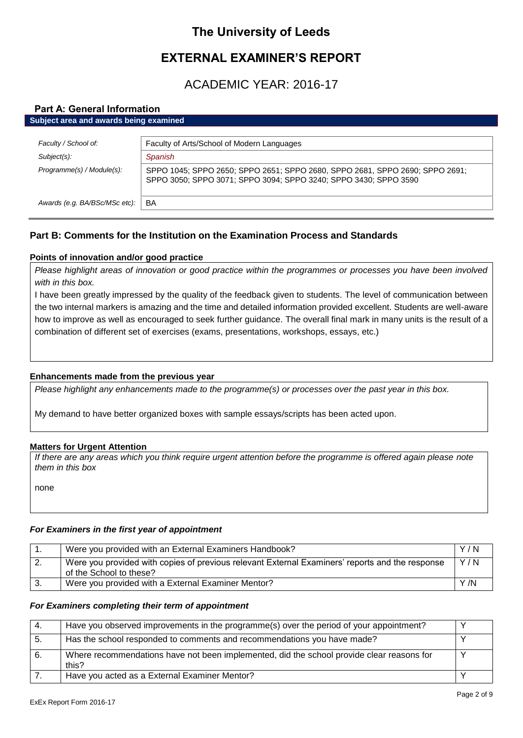# The University of Leeds

# EXTERNAL EXAMINER'S REPORT

## ACADEMIC YEAR: 2016-17

### Part A: General Information

**Subject area and awards being examined**

| | |
|---|---|
| *Faculty / School of:* | Faculty of Arts/School of Modern Languages |
| *Subject(s):* | *Spanish* |
| *Programme(s) / Module(s):* | SPPO 1045; SPPO 2650; SPPO 2651; SPPO 2680, SPPO 2681, SPPO 2690; SPPO 2691; SPPO 3050; SPPO 3071; SPPO 3094; SPPO 3240; SPPO 3430; SPPO 3590 |
| *Awards (e.g. BA/BSc/MSc etc):* | BA |

### Part B: Comments for the Institution on the Examination Process and Standards

**Points of innovation and/or good practice**

*Please highlight areas of innovation or good practice within the programmes or processes you have been involved with in this box.*

I have been greatly impressed by the quality of the feedback given to students. The level of communication between the two internal markers is amazing and the time and detailed information provided excellent. Students are well-aware how to improve as well as encouraged to seek further guidance. The overall final mark in many units is the result of a combination of different set of exercises (exams, presentations, workshops, essays, etc.)

**Enhancements made from the previous year**

*Please highlight any enhancements made to the programme(s) or processes over the past year in this box.*

My demand to have better organized boxes with sample essays/scripts has been acted upon.

**Matters for Urgent Attention**

*If there are any areas which you think require urgent attention before the programme is offered again please note them in this box*

none

***For Examiners in the first year of appointment***

| | | |
|---|---|---|
| 1. | Were you provided with an External Examiners Handbook? | Y / N |
| 2. | Were you provided with copies of previous relevant External Examiners' reports and the response of the School to these? | Y / N |
| 3. | Were you provided with a External Examiner Mentor? | Y /N |

***For Examiners completing their term of appointment***

| | | |
|---|---|---|
| 4. | Have you observed improvements in the programme(s) over the period of your appointment? | Y |
| 5. | Has the school responded to comments and recommendations you have made? | Y |
| 6. | Where recommendations have not been implemented, did the school provide clear reasons for this? | Y |
| 7. | Have you acted as a External Examiner Mentor? | Y |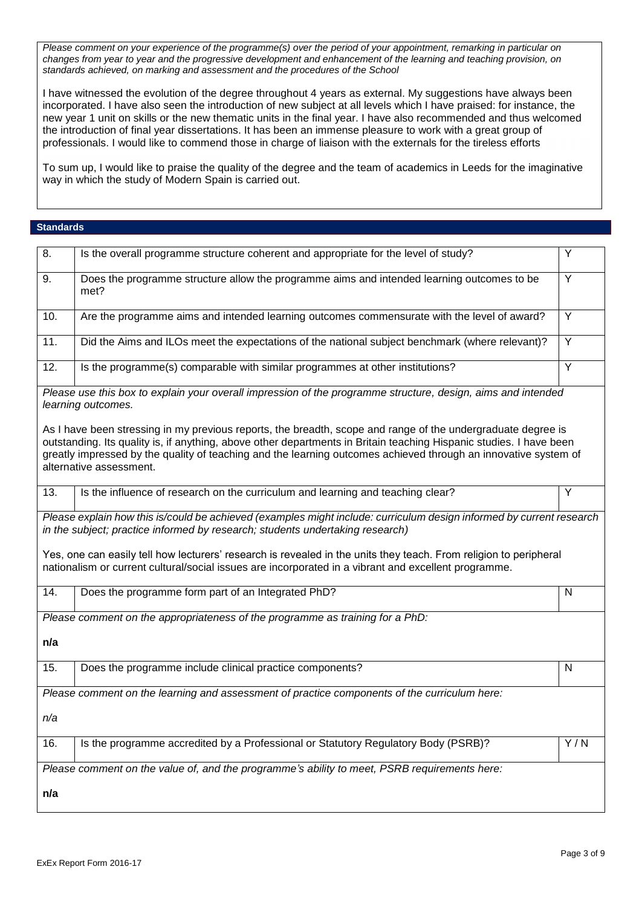*Please comment on your experience of the programme(s) over the period of your appointment, remarking in particular on changes from year to year and the progressive development and enhancement of the learning and teaching provision, on standards achieved, on marking and assessment and the procedures of the School*

I have witnessed the evolution of the degree throughout 4 years as external. My suggestions have always been incorporated. I have also seen the introduction of new subject at all levels which I have praised: for instance, the new year 1 unit on skills or the new thematic units in the final year. I have also recommended and thus welcomed the introduction of final year dissertations. It has been an immense pleasure to work with a great group of professionals. I would like to commend those in charge of liaison with the externals for the tireless efforts

To sum up, I would like to praise the quality of the degree and the team of academics in Leeds for the imaginative way in which the study of Modern Spain is carried out.

## Standards

| | | |
|---|---|---|
| 8. | Is the overall programme structure coherent and appropriate for the level of study? | Y |
| 9. | Does the programme structure allow the programme aims and intended learning outcomes to be met? | Y |
| 10. | Are the programme aims and intended learning outcomes commensurate with the level of award? | Y |
| 11. | Did the Aims and ILOs meet the expectations of the national subject benchmark (where relevant)? | Y |
| 12. | Is the programme(s) comparable with similar programmes at other institutions? | Y |

*Please use this box to explain your overall impression of the programme structure, design, aims and intended learning outcomes.*

As I have been stressing in my previous reports, the breadth, scope and range of the undergraduate degree is outstanding. Its quality is, if anything, above other departments in Britain teaching Hispanic studies. I have been greatly impressed by the quality of teaching and the learning outcomes achieved through an innovative system of alternative assessment.

| | | |
|---|---|---|
| 13. | Is the influence of research on the curriculum and learning and teaching clear? | Y |

*Please explain how this is/could be achieved (examples might include: curriculum design informed by current research in the subject; practice informed by research; students undertaking research)*

Yes, one can easily tell how lecturers' research is revealed in the units they teach. From religion to peripheral nationalism or current cultural/social issues are incorporated in a vibrant and excellent programme.

| | | |
|---|---|---|
| 14. | Does the programme form part of an Integrated PhD? | N |

*Please comment on the appropriateness of the programme as training for a PhD:*

**n/a**

| | | |
|---|---|---|
| 15. | Does the programme include clinical practice components? | N |

*Please comment on the learning and assessment of practice components of the curriculum here:*

*n/a*

| | | |
|---|---|---|
| 16. | Is the programme accredited by a Professional or Statutory Regulatory Body (PSRB)? | Y / N |

*Please comment on the value of, and the programme's ability to meet, PSRB requirements here:*

**n/a**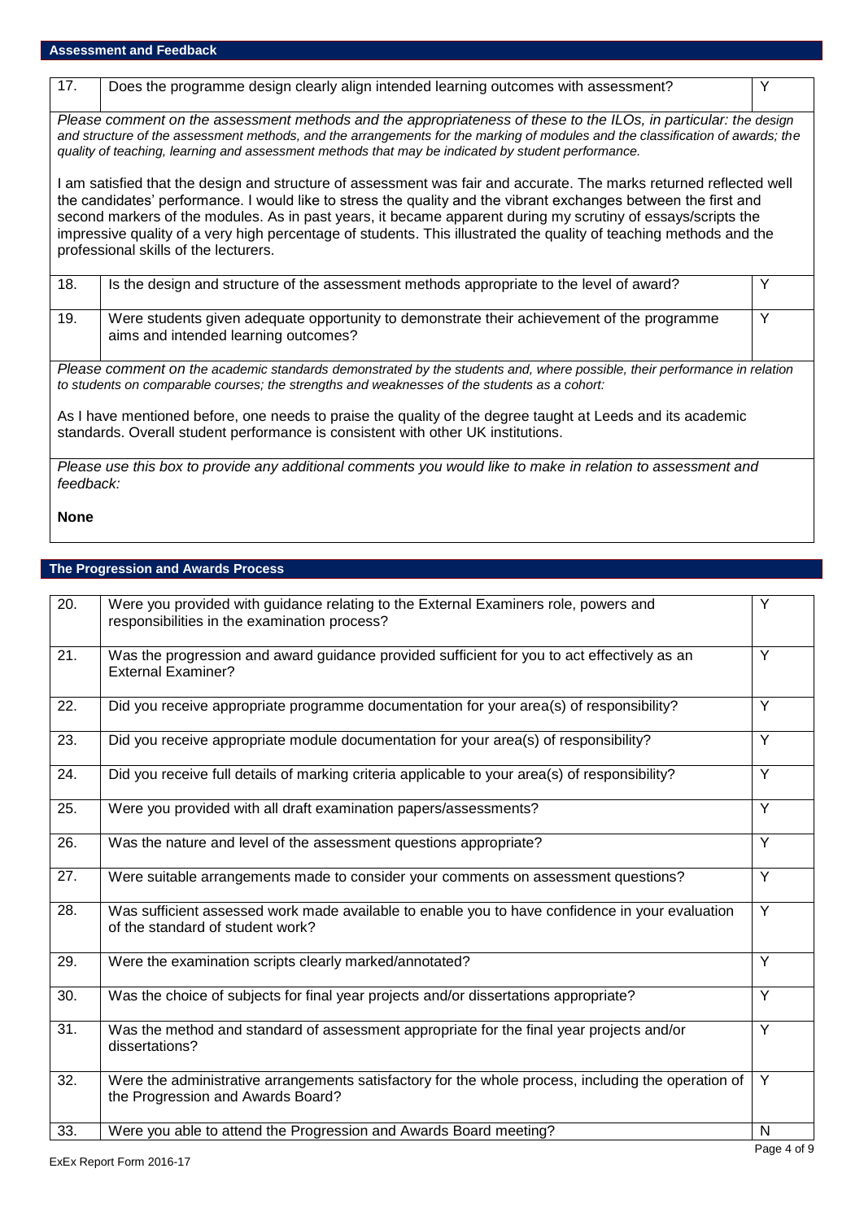## Assessment and Feedback

| 17. | Does the programme design clearly align intended learning outcomes with assessment? | Y |
|---|---|---|

*Please comment on the assessment methods and the appropriateness of these to the ILOs, in particular: the design and structure of the assessment methods, and the arrangements for the marking of modules and the classification of awards; the quality of teaching, learning and assessment methods that may be indicated by student performance.*

I am satisfied that the design and structure of assessment was fair and accurate. The marks returned reflected well the candidates' performance. I would like to stress the quality and the vibrant exchanges between the first and second markers of the modules. As in past years, it became apparent during my scrutiny of essays/scripts the impressive quality of a very high percentage of students. This illustrated the quality of teaching methods and the professional skills of the lecturers.

| 18. | Is the design and structure of the assessment methods appropriate to the level of award? | Y |
|---|---|---|
| 19. | Were students given adequate opportunity to demonstrate their achievement of the programme aims and intended learning outcomes? | Y |

*Please comment on the academic standards demonstrated by the students and, where possible, their performance in relation to students on comparable courses; the strengths and weaknesses of the students as a cohort:*

As I have mentioned before, one needs to praise the quality of the degree taught at Leeds and its academic standards. Overall student performance is consistent with other UK institutions.

*Please use this box to provide any additional comments you would like to make in relation to assessment and feedback:*

**None**

## The Progression and Awards Process

| 20. | Were you provided with guidance relating to the External Examiners role, powers and responsibilities in the examination process? | Y |
|---|---|---|
| 21. | Was the progression and award guidance provided sufficient for you to act effectively as an External Examiner? | Y |
| 22. | Did you receive appropriate programme documentation for your area(s) of responsibility? | Y |
| 23. | Did you receive appropriate module documentation for your area(s) of responsibility? | Y |
| 24. | Did you receive full details of marking criteria applicable to your area(s) of responsibility? | Y |
| 25. | Were you provided with all draft examination papers/assessments? | Y |
| 26. | Was the nature and level of the assessment questions appropriate? | Y |
| 27. | Were suitable arrangements made to consider your comments on assessment questions? | Y |
| 28. | Was sufficient assessed work made available to enable you to have confidence in your evaluation of the standard of student work? | Y |
| 29. | Were the examination scripts clearly marked/annotated? | Y |
| 30. | Was the choice of subjects for final year projects and/or dissertations appropriate? | Y |
| 31. | Was the method and standard of assessment appropriate for the final year projects and/or dissertations? | Y |
| 32. | Were the administrative arrangements satisfactory for the whole process, including the operation of the Progression and Awards Board? | Y |
| 33. | Were you able to attend the Progression and Awards Board meeting? | N |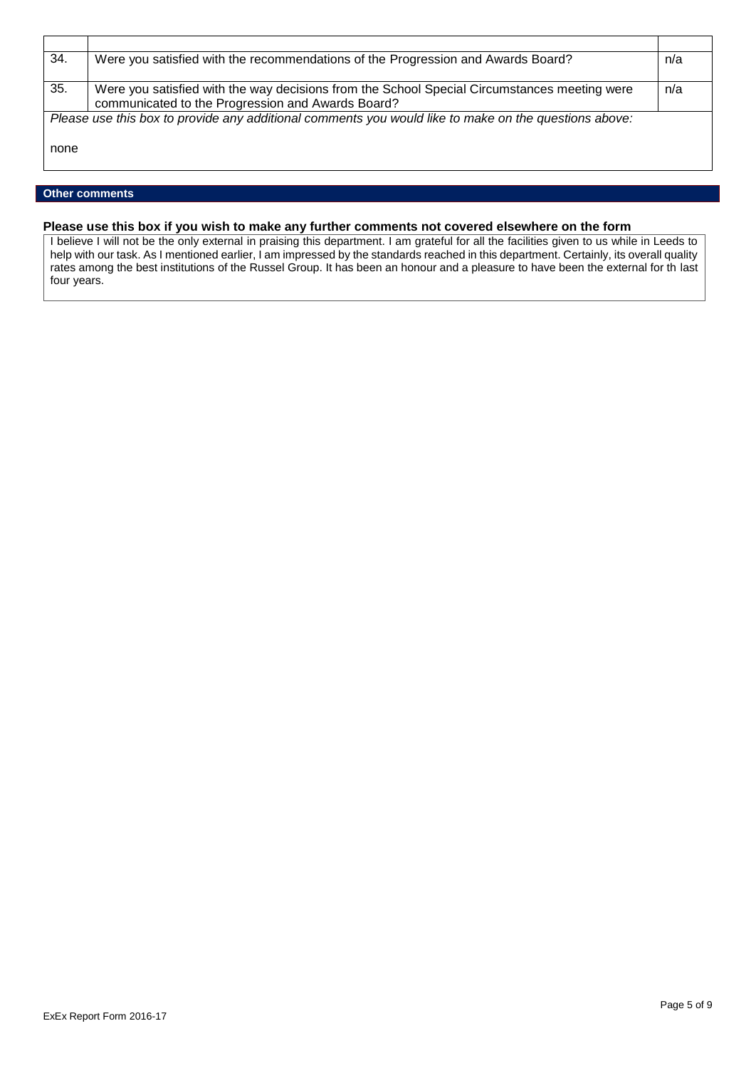| | | |
|---|---|---|
| 34. | Were you satisfied with the recommendations of the Progression and Awards Board? | n/a |
| 35. | Were you satisfied with the way decisions from the School Special Circumstances meeting were communicated to the Progression and Awards Board? | n/a |

*Please use this box to provide any additional comments you would like to make on the questions above:*

none

## Other comments

**Please use this box if you wish to make any further comments not covered elsewhere on the form**

I believe I will not be the only external in praising this department. I am grateful for all the facilities given to us while in Leeds to help with our task. As I mentioned earlier, I am impressed by the standards reached in this department. Certainly, its overall quality rates among the best institutions of the Russel Group. It has been an honour and a pleasure to have been the external for th last four years.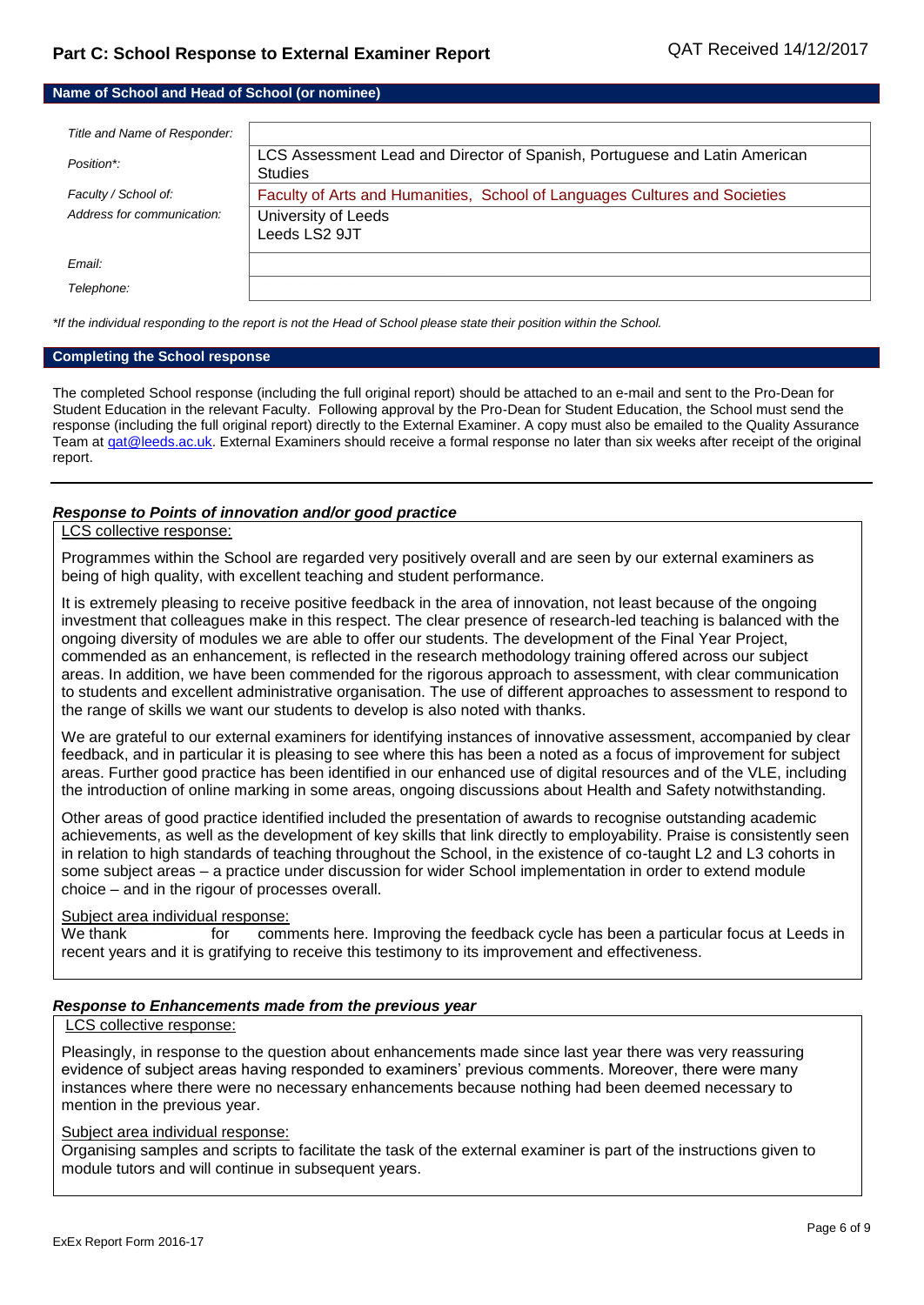## Part C: School Response to External Examiner Report

QAT Received 14/12/2017

### Name of School and Head of School (or nominee)

| | |
|---|---|
| *Title and Name of Responder:* | |
| *Position\*:* | LCS Assessment Lead and Director of Spanish, Portuguese and Latin American Studies |
| *Faculty / School of:* | Faculty of Arts and Humanities, School of Languages Cultures and Societies |
| *Address for communication:* | University of Leeds<br>Leeds LS2 9JT |
| *Email:* | |
| *Telephone:* | |

*\*If the individual responding to the report is not the Head of School please state their position within the School.*

### Completing the School response

The completed School response (including the full original report) should be attached to an e-mail and sent to the Pro-Dean for Student Education in the relevant Faculty. Following approval by the Pro-Dean for Student Education, the School must send the response (including the full original report) directly to the External Examiner. A copy must also be emailed to the Quality Assurance Team at qat@leeds.ac.uk. External Examiners should receive a formal response no later than six weeks after receipt of the original report.

---

### *Response to Points of innovation and/or good practice*

LCS collective response:

Programmes within the School are regarded very positively overall and are seen by our external examiners as being of high quality, with excellent teaching and student performance.

It is extremely pleasing to receive positive feedback in the area of innovation, not least because of the ongoing investment that colleagues make in this respect. The clear presence of research-led teaching is balanced with the ongoing diversity of modules we are able to offer our students. The development of the Final Year Project, commended as an enhancement, is reflected in the research methodology training offered across our subject areas. In addition, we have been commended for the rigorous approach to assessment, with clear communication to students and excellent administrative organisation. The use of different approaches to assessment to respond to the range of skills we want our students to develop is also noted with thanks.

We are grateful to our external examiners for identifying instances of innovative assessment, accompanied by clear feedback, and in particular it is pleasing to see where this has been a noted as a focus of improvement for subject areas. Further good practice has been identified in our enhanced use of digital resources and of the VLE, including the introduction of online marking in some areas, ongoing discussions about Health and Safety notwithstanding.

Other areas of good practice identified included the presentation of awards to recognise outstanding academic achievements, as well as the development of key skills that link directly to employability. Praise is consistently seen in relation to high standards of teaching throughout the School, in the existence of co-taught L2 and L3 cohorts in some subject areas – a practice under discussion for wider School implementation in order to extend module choice – and in the rigour of processes overall.

Subject area individual response:

We thank for comments here. Improving the feedback cycle has been a particular focus at Leeds in recent years and it is gratifying to receive this testimony to its improvement and effectiveness.

### *Response to Enhancements made from the previous year*

LCS collective response:

Pleasingly, in response to the question about enhancements made since last year there was very reassuring evidence of subject areas having responded to examiners' previous comments. Moreover, there were many instances where there were no necessary enhancements because nothing had been deemed necessary to mention in the previous year.

Subject area individual response:

Organising samples and scripts to facilitate the task of the external examiner is part of the instructions given to module tutors and will continue in subsequent years.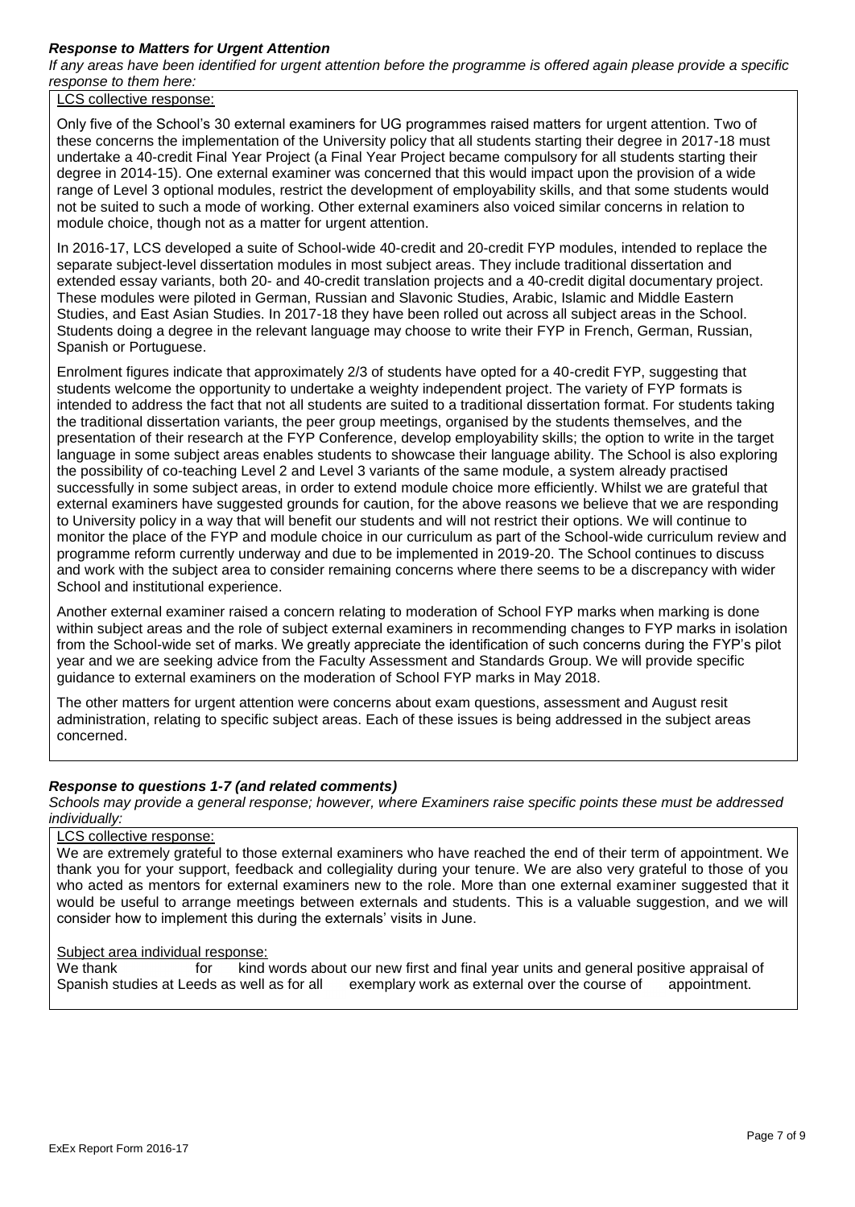***Response to Matters for Urgent Attention***

*If any areas have been identified for urgent attention before the programme is offered again please provide a specific response to them here:*

LCS collective response:

Only five of the School's 30 external examiners for UG programmes raised matters for urgent attention. Two of these concerns the implementation of the University policy that all students starting their degree in 2017-18 must undertake a 40-credit Final Year Project (a Final Year Project became compulsory for all students starting their degree in 2014-15). One external examiner was concerned that this would impact upon the provision of a wide range of Level 3 optional modules, restrict the development of employability skills, and that some students would not be suited to such a mode of working. Other external examiners also voiced similar concerns in relation to module choice, though not as a matter for urgent attention.

In 2016-17, LCS developed a suite of School-wide 40-credit and 20-credit FYP modules, intended to replace the separate subject-level dissertation modules in most subject areas. They include traditional dissertation and extended essay variants, both 20- and 40-credit translation projects and a 40-credit digital documentary project. These modules were piloted in German, Russian and Slavonic Studies, Arabic, Islamic and Middle Eastern Studies, and East Asian Studies. In 2017-18 they have been rolled out across all subject areas in the School. Students doing a degree in the relevant language may choose to write their FYP in French, German, Russian, Spanish or Portuguese.

Enrolment figures indicate that approximately 2/3 of students have opted for a 40-credit FYP, suggesting that students welcome the opportunity to undertake a weighty independent project. The variety of FYP formats is intended to address the fact that not all students are suited to a traditional dissertation format. For students taking the traditional dissertation variants, the peer group meetings, organised by the students themselves, and the presentation of their research at the FYP Conference, develop employability skills; the option to write in the target language in some subject areas enables students to showcase their language ability. The School is also exploring the possibility of co-teaching Level 2 and Level 3 variants of the same module, a system already practised successfully in some subject areas, in order to extend module choice more efficiently. Whilst we are grateful that external examiners have suggested grounds for caution, for the above reasons we believe that we are responding to University policy in a way that will benefit our students and will not restrict their options. We will continue to monitor the place of the FYP and module choice in our curriculum as part of the School-wide curriculum review and programme reform currently underway and due to be implemented in 2019-20. The School continues to discuss and work with the subject area to consider remaining concerns where there seems to be a discrepancy with wider School and institutional experience.

Another external examiner raised a concern relating to moderation of School FYP marks when marking is done within subject areas and the role of subject external examiners in recommending changes to FYP marks in isolation from the School-wide set of marks. We greatly appreciate the identification of such concerns during the FYP's pilot year and we are seeking advice from the Faculty Assessment and Standards Group. We will provide specific guidance to external examiners on the moderation of School FYP marks in May 2018.

The other matters for urgent attention were concerns about exam questions, assessment and August resit administration, relating to specific subject areas. Each of these issues is being addressed in the subject areas concerned.

***Response to questions 1-7 (and related comments)***

*Schools may provide a general response; however, where Examiners raise specific points these must be addressed individually:*

LCS collective response:

We are extremely grateful to those external examiners who have reached the end of their term of appointment. We thank you for your support, feedback and collegiality during your tenure. We are also very grateful to those of you who acted as mentors for external examiners new to the role. More than one external examiner suggested that it would be useful to arrange meetings between externals and students. This is a valuable suggestion, and we will consider how to implement this during the externals' visits in June.

Subject area individual response:

We thank for kind words about our new first and final year units and general positive appraisal of Spanish studies at Leeds as well as for all exemplary work as external over the course of appointment.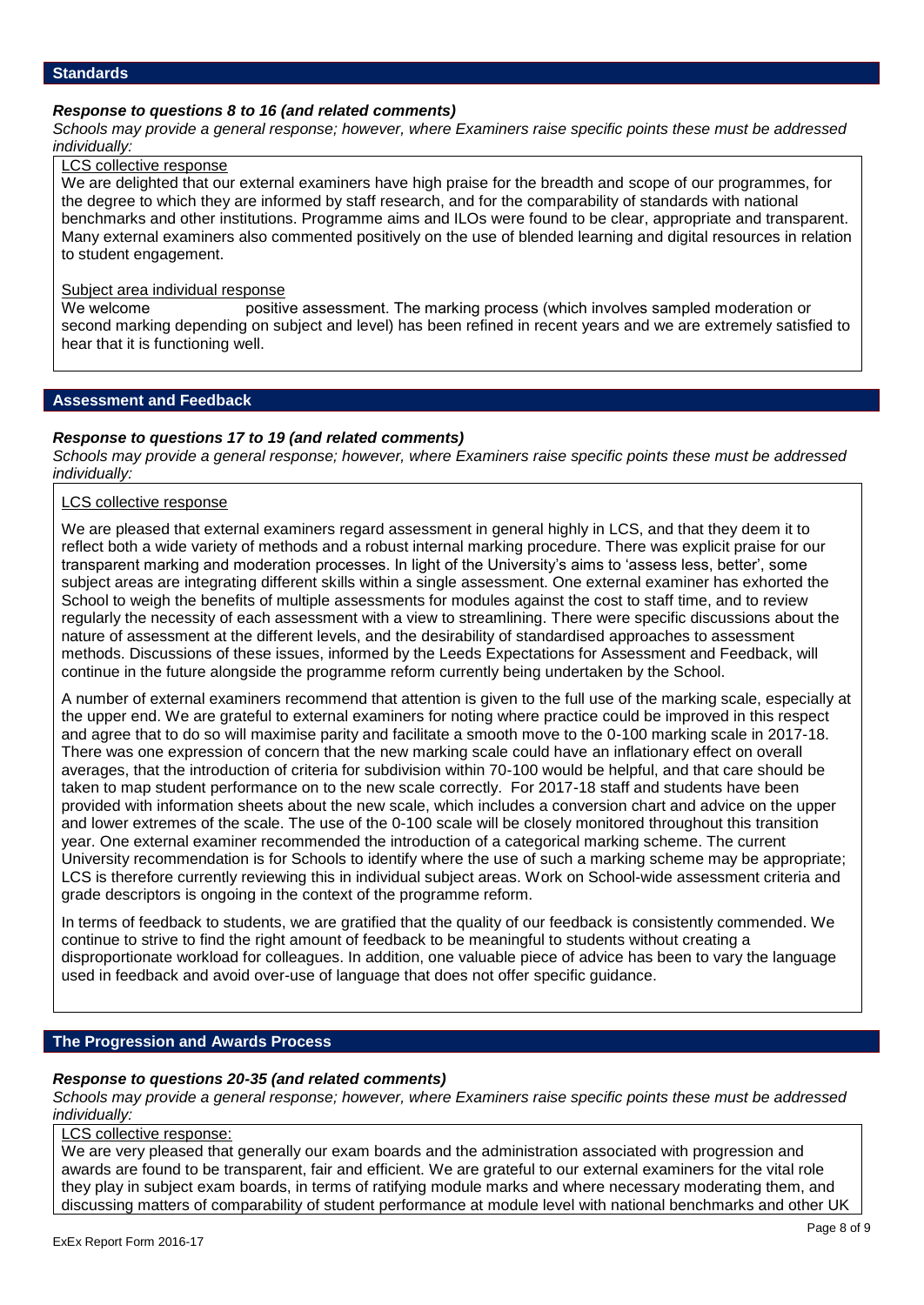## Standards

### *Response to questions 8 to 16 (and related comments)*

*Schools may provide a general response; however, where Examiners raise specific points these must be addressed individually:*

LCS collective response

We are delighted that our external examiners have high praise for the breadth and scope of our programmes, for the degree to which they are informed by staff research, and for the comparability of standards with national benchmarks and other institutions. Programme aims and ILOs were found to be clear, appropriate and transparent. Many external examiners also commented positively on the use of blended learning and digital resources in relation to student engagement.

Subject area individual response

We welcome positive assessment. The marking process (which involves sampled moderation or second marking depending on subject and level) has been refined in recent years and we are extremely satisfied to hear that it is functioning well.

## Assessment and Feedback

### *Response to questions 17 to 19 (and related comments)*

*Schools may provide a general response; however, where Examiners raise specific points these must be addressed individually:*

LCS collective response

We are pleased that external examiners regard assessment in general highly in LCS, and that they deem it to reflect both a wide variety of methods and a robust internal marking procedure. There was explicit praise for our transparent marking and moderation processes. In light of the University's aims to 'assess less, better', some subject areas are integrating different skills within a single assessment. One external examiner has exhorted the School to weigh the benefits of multiple assessments for modules against the cost to staff time, and to review regularly the necessity of each assessment with a view to streamlining. There were specific discussions about the nature of assessment at the different levels, and the desirability of standardised approaches to assessment methods. Discussions of these issues, informed by the Leeds Expectations for Assessment and Feedback, will continue in the future alongside the programme reform currently being undertaken by the School.

A number of external examiners recommend that attention is given to the full use of the marking scale, especially at the upper end. We are grateful to external examiners for noting where practice could be improved in this respect and agree that to do so will maximise parity and facilitate a smooth move to the 0-100 marking scale in 2017-18. There was one expression of concern that the new marking scale could have an inflationary effect on overall averages, that the introduction of criteria for subdivision within 70-100 would be helpful, and that care should be taken to map student performance on to the new scale correctly. For 2017-18 staff and students have been provided with information sheets about the new scale, which includes a conversion chart and advice on the upper and lower extremes of the scale. The use of the 0-100 scale will be closely monitored throughout this transition year. One external examiner recommended the introduction of a categorical marking scheme. The current University recommendation is for Schools to identify where the use of such a marking scheme may be appropriate; LCS is therefore currently reviewing this in individual subject areas. Work on School-wide assessment criteria and grade descriptors is ongoing in the context of the programme reform.

In terms of feedback to students, we are gratified that the quality of our feedback is consistently commended. We continue to strive to find the right amount of feedback to be meaningful to students without creating a disproportionate workload for colleagues. In addition, one valuable piece of advice has been to vary the language used in feedback and avoid over-use of language that does not offer specific guidance.

## The Progression and Awards Process

### *Response to questions 20-35 (and related comments)*

*Schools may provide a general response; however, where Examiners raise specific points these must be addressed individually:*

LCS collective response:

We are very pleased that generally our exam boards and the administration associated with progression and awards are found to be transparent, fair and efficient. We are grateful to our external examiners for the vital role they play in subject exam boards, in terms of ratifying module marks and where necessary moderating them, and discussing matters of comparability of student performance at module level with national benchmarks and other UK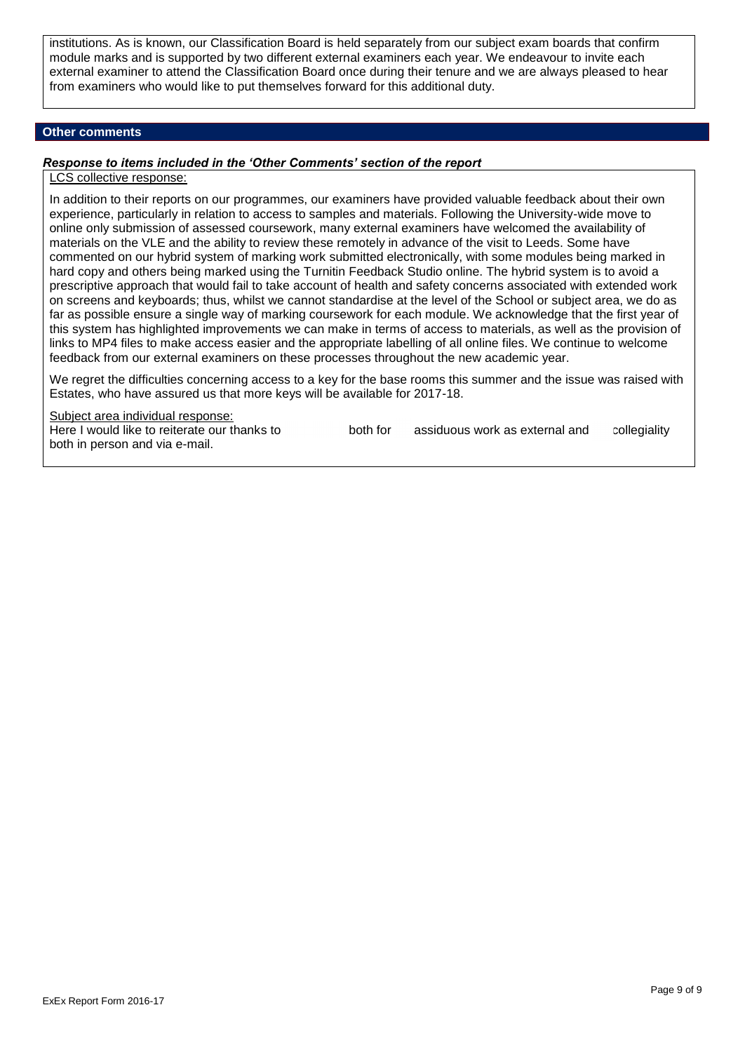institutions. As is known, our Classification Board is held separately from our subject exam boards that confirm module marks and is supported by two different external examiners each year. We endeavour to invite each external examiner to attend the Classification Board once during their tenure and we are always pleased to hear from examiners who would like to put themselves forward for this additional duty.

## Other comments

### *Response to items included in the 'Other Comments' section of the report*

LCS collective response:

In addition to their reports on our programmes, our examiners have provided valuable feedback about their own experience, particularly in relation to access to samples and materials. Following the University-wide move to online only submission of assessed coursework, many external examiners have welcomed the availability of materials on the VLE and the ability to review these remotely in advance of the visit to Leeds. Some have commented on our hybrid system of marking work submitted electronically, with some modules being marked in hard copy and others being marked using the Turnitin Feedback Studio online. The hybrid system is to avoid a prescriptive approach that would fail to take account of health and safety concerns associated with extended work on screens and keyboards; thus, whilst we cannot standardise at the level of the School or subject area, we do as far as possible ensure a single way of marking coursework for each module. We acknowledge that the first year of this system has highlighted improvements we can make in terms of access to materials, as well as the provision of links to MP4 files to make access easier and the appropriate labelling of all online files. We continue to welcome feedback from our external examiners on these processes throughout the new academic year.

We regret the difficulties concerning access to a key for the base rooms this summer and the issue was raised with Estates, who have assured us that more keys will be available for 2017-18.

Subject area individual response:

Here I would like to reiterate our thanks to both for assiduous work as external and collegiality both in person and via e-mail.